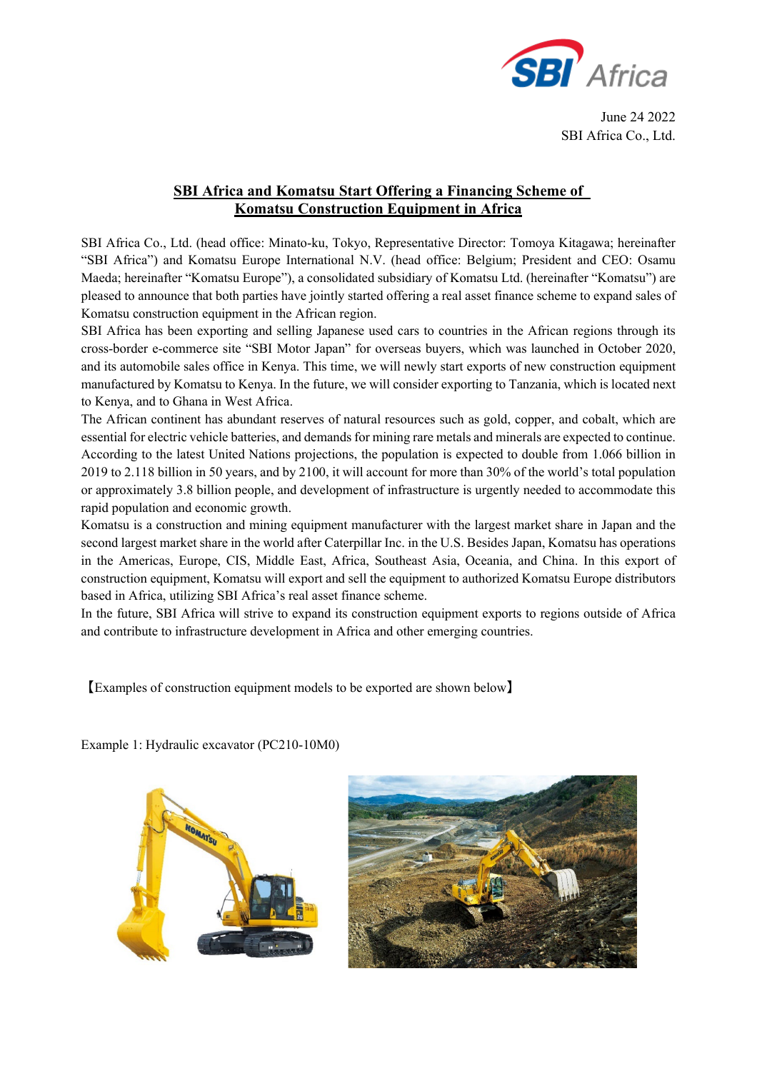June 24 2022
SBI Africa Co., Ltd.

# SBI Africa and Komatsu Start Offering a Financing Scheme of Komatsu Construction Equipment in Africa

SBI Africa Co., Ltd. (head office: Minato-ku, Tokyo, Representative Director: Tomoya Kitagawa; hereinafter "SBI Africa") and Komatsu Europe International N.V. (head office: Belgium; President and CEO: Osamu Maeda; hereinafter "Komatsu Europe"), a consolidated subsidiary of Komatsu Ltd. (hereinafter "Komatsu") are pleased to announce that both parties have jointly started offering a real asset finance scheme to expand sales of Komatsu construction equipment in the African region.

SBI Africa has been exporting and selling Japanese used cars to countries in the African regions through its cross-border e-commerce site "SBI Motor Japan" for overseas buyers, which was launched in October 2020, and its automobile sales office in Kenya. This time, we will newly start exports of new construction equipment manufactured by Komatsu to Kenya. In the future, we will consider exporting to Tanzania, which is located next to Kenya, and to Ghana in West Africa.

The African continent has abundant reserves of natural resources such as gold, copper, and cobalt, which are essential for electric vehicle batteries, and demands for mining rare metals and minerals are expected to continue. According to the latest United Nations projections, the population is expected to double from 1.066 billion in 2019 to 2.118 billion in 50 years, and by 2100, it will account for more than 30% of the world's total population or approximately 3.8 billion people, and development of infrastructure is urgently needed to accommodate this rapid population and economic growth.

Komatsu is a construction and mining equipment manufacturer with the largest market share in Japan and the second largest market share in the world after Caterpillar Inc. in the U.S. Besides Japan, Komatsu has operations in the Americas, Europe, CIS, Middle East, Africa, Southeast Asia, Oceania, and China. In this export of construction equipment, Komatsu will export and sell the equipment to authorized Komatsu Europe distributors based in Africa, utilizing SBI Africa's real asset finance scheme.

In the future, SBI Africa will strive to expand its construction equipment exports to regions outside of Africa and contribute to infrastructure development in Africa and other emerging countries.

【Examples of construction equipment models to be exported are shown below】

Example 1: Hydraulic excavator (PC210-10M0)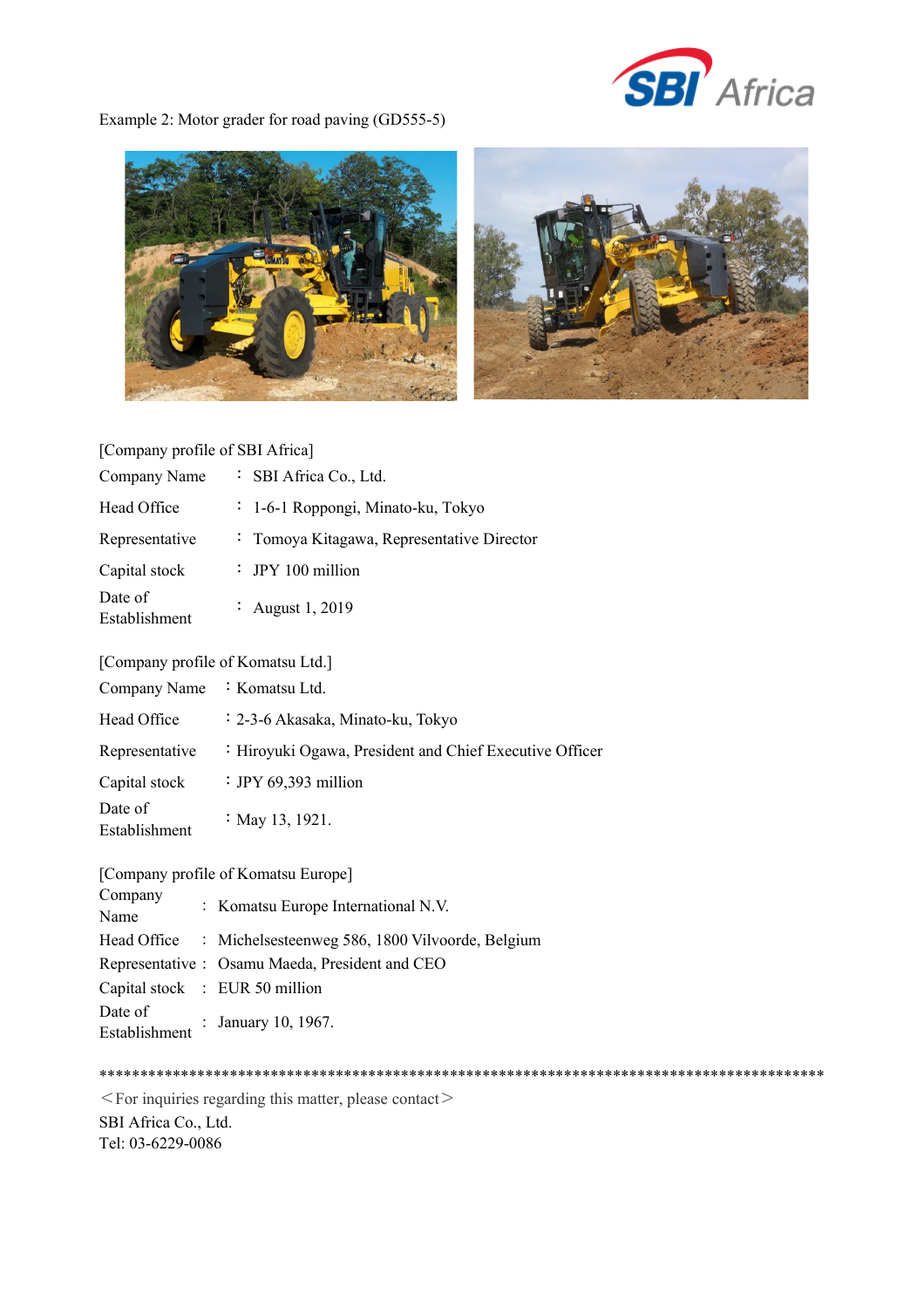Example 2: Motor grader for road paving (GD555-5)

[Company profile of SBI Africa]

| | |
|---|---|
| Company Name | ： SBI Africa Co., Ltd. |
| Head Office | ： 1-6-1 Roppongi, Minato-ku, Tokyo |
| Representative | ： Tomoya Kitagawa, Representative Director |
| Capital stock | ： JPY 100 million |
| Date of Establishment | ： August 1, 2019 |

[Company profile of Komatsu Ltd.]

| | |
|---|---|
| Company Name | ：Komatsu Ltd. |
| Head Office | ：2-3-6 Akasaka, Minato-ku, Tokyo |
| Representative | ：Hiroyuki Ogawa, President and Chief Executive Officer |
| Capital stock | ：JPY 69,393 million |
| Date of Establishment | ：May 13, 1921. |

[Company profile of Komatsu Europe]

| | |
|---|---|
| Company Name | : Komatsu Europe International N.V. |
| Head Office | : Michelsesteenweg 586, 1800 Vilvoorde, Belgium |
| Representative | : Osamu Maeda, President and CEO |
| Capital stock | : EUR 50 million |
| Date of Establishment | : January 10, 1967. |

*******************************************************************************************

＜For inquiries regarding this matter, please contact＞

SBI Africa Co., Ltd.

Tel: 03-6229-0086